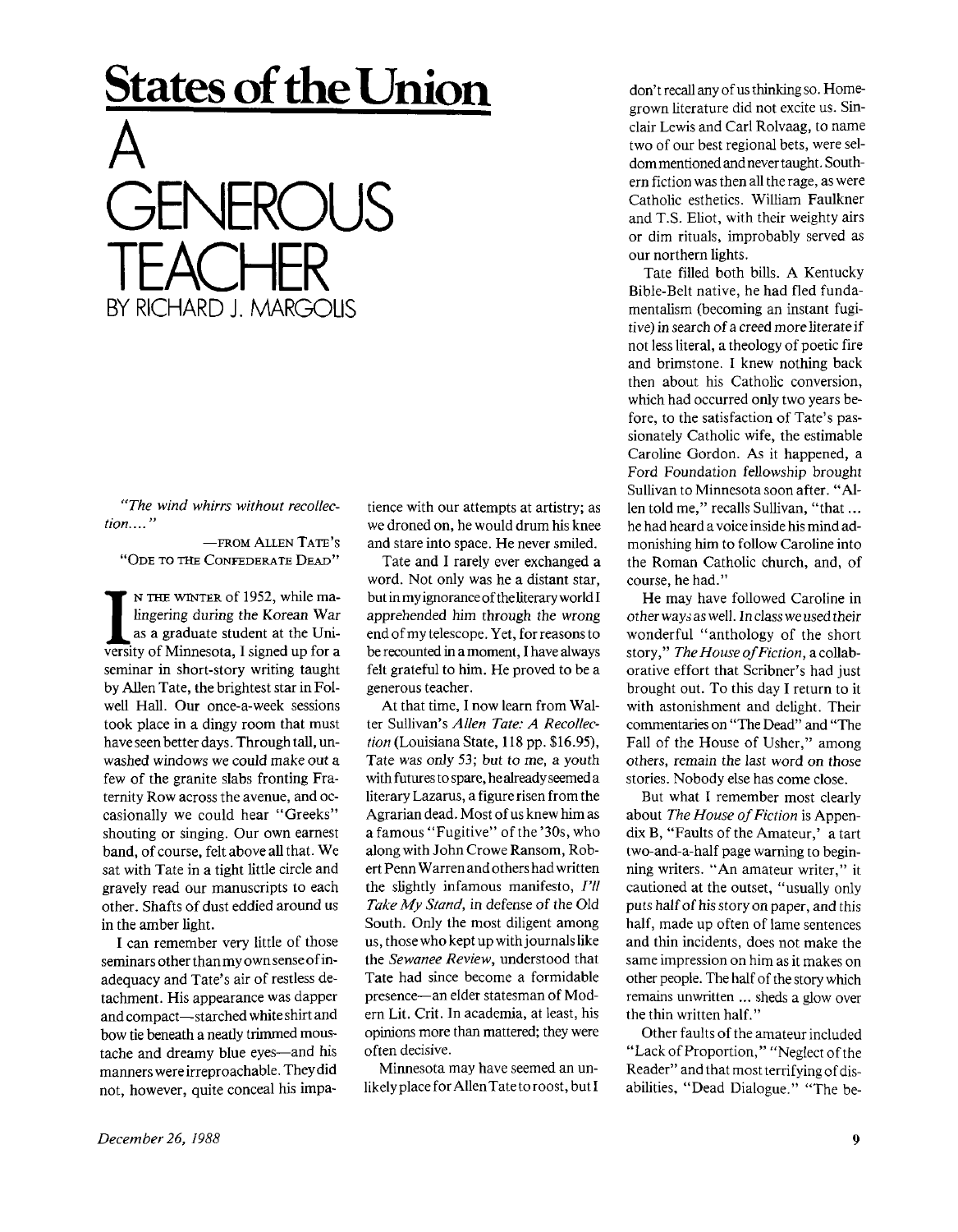# States of the Union

# A GENEROUS TEACHER

BY RICHARD J. MARGOLIS

*"The wind whirrs without recollection...."*

—FROM ALLEN TATE'S "ODE TO THE CONFEDERATE DEAD"

IN THE WINTER of 1952, while malingering during the Korean War as a graduate student at the University of Minnesota, I signed up for a seminar in short-story writing taught by Allen Tate, the brightest star in Folwell Hall. Our once-a-week sessions took place in a dingy room that must have seen better days. Through tall, unwashed windows we could make out a few of the granite slabs fronting Fraternity Row across the avenue, and occasionally we could hear "Greeks" shouting or singing. Our own earnest band, of course, felt above all that. We sat with Tate in a tight little circle and gravely read our manuscripts to each other. Shafts of dust eddied around us in the amber light.

I can remember very little of those seminars other than my own sense of inadequacy and Tate's air of restless detachment. His appearance was dapper and compact—starched white shirt and bow tie beneath a neatly trimmed moustache and dreamy blue eyes—and his manners were irreproachable. They did not, however, quite conceal his impatience with our attempts at artistry; as we droned on, he would drum his knee and stare into space. He never smiled.

Tate and I rarely ever exchanged a word. Not only was he a distant star, but in my ignorance of the literary world I apprehended him through the wrong end of my telescope. Yet, for reasons to be recounted in a moment, I have always felt grateful to him. He proved to be a generous teacher.

At that time, I now learn from Walter Sullivan's *Allen Tate: A Recollection* (Louisiana State, 118 pp. $16.95), Tate was only 53; but to me, a youth with futures to spare, he already seemed a literary Lazarus, a figure risen from the Agrarian dead. Most of us knew him as a famous "Fugitive" of the '30s, who along with John Crowe Ransom, Robert Penn Warren and others had written the slightly infamous manifesto, *I'll Take My Stand*, in defense of the Old South. Only the most diligent among us, those who kept up with journals like the *Sewanee Review*, understood that Tate had since become a formidable presence—an elder statesman of Modern Lit. Crit. In academia, at least, his opinions more than mattered; they were often decisive.

Minnesota may have seemed an unlikely place for Allen Tate to roost, but I don't recall any of us thinking so. Homegrown literature did not excite us. Sinclair Lewis and Carl Rolvaag, to name two of our best regional bets, were seldom mentioned and never taught. Southern fiction was then all the rage, as were Catholic esthetics. William Faulkner and T.S. Eliot, with their weighty airs or dim rituals, improbably served as our northern lights.

Tate filled both bills. A Kentucky Bible-Belt native, he had fled fundamentalism (becoming an instant fugitive) in search of a creed more literate if not less literal, a theology of poetic fire and brimstone. I knew nothing back then about his Catholic conversion, which had occurred only two years before, to the satisfaction of Tate's passionately Catholic wife, the estimable Caroline Gordon. As it happened, a Ford Foundation fellowship brought Sullivan to Minnesota soon after. "Allen told me," recalls Sullivan, "that ... he had heard a voice inside his mind admonishing him to follow Caroline into the Roman Catholic church, and, of course, he had."

He may have followed Caroline in other ways as well. In class we used their wonderful "anthology of the short story," *The House of Fiction*, a collaborative effort that Scribner's had just brought out. To this day I return to it with astonishment and delight. Their commentaries on "The Dead" and "The Fall of the House of Usher," among others, remain the last word on those stories. Nobody else has come close.

But what I remember most clearly about *The House of Fiction* is Appendix B, "Faults of the Amateur,' a tart two-and-a-half page warning to beginning writers. "An amateur writer," it cautioned at the outset, "usually only puts half of his story on paper, and this half, made up often of lame sentences and thin incidents, does not make the same impression on him as it makes on other people. The half of the story which remains unwritten ... sheds a glow over the thin written half."

Other faults of the amateur included "Lack of Proportion," "Neglect of the Reader" and that most terrifying of disabilities, "Dead Dialogue." "The be-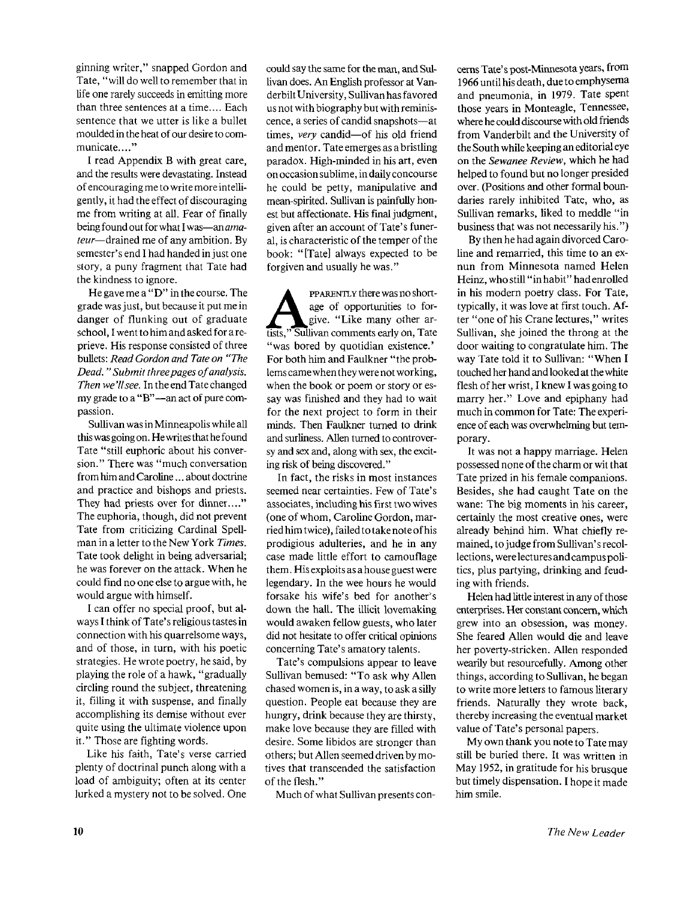ginning writer," snapped Gordon and Tate, "will do well to remember that in life one rarely succeeds in emitting more than three sentences at a time.... Each sentence that we utter is like a bullet moulded in the heat of our desire to communicate...."

I read Appendix B with great care, and the results were devastating. Instead of encouraging me to write more intelligently, it had the effect of discouraging me from writing at all. Fear of finally being found out for what I was—an *amateur*—drained me of any ambition. By semester's end I had handed in just one story, a puny fragment that Tate had the kindness to ignore.

He gave me a "D" in the course. The grade was just, but because it put me in danger of flunking out of graduate school, I went to him and asked for a reprieve. His response consisted of three bullets: *Read Gordon and Tate on "The Dead." Submit three pages of analysis. Then we'll see.* In the end Tate changed my grade to a "B"—an act of pure compassion.

Sullivan was in Minneapolis while all this was going on. He writes that he found Tate "still euphoric about his conversion." There was "much conversation from him and Caroline ... about doctrine and practice and bishops and priests. They had priests over for dinner...." The euphoria, though, did not prevent Tate from criticizing Cardinal Spellman in a letter to the New York *Times*. Tate took delight in being adversarial; he was forever on the attack. When he could find no one else to argue with, he would argue with himself.

I can offer no special proof, but always I think of Tate's religious tastes in connection with his quarrelsome ways, and of those, in turn, with his poetic strategies. He wrote poetry, he said, by playing the role of a hawk, "gradually circling round the subject, threatening it, filling it with suspense, and finally accomplishing its demise without ever quite using the ultimate violence upon it." Those are fighting words.

Like his faith, Tate's verse carried plenty of doctrinal punch along with a load of ambiguity; often at its center lurked a mystery not to be solved. One could say the same for the man, and Sullivan does. An English professor at Vanderbilt University, Sullivan has favored us not with biography but with reminiscence, a series of candid snapshots—at times, *very* candid—of his old friend and mentor. Tate emerges as a bristling paradox. High-minded in his art, even on occasion sublime, in daily concourse he could be petty, manipulative and mean-spirited. Sullivan is painfully honest but affectionate. His final judgment, given after an account of Tate's funeral, is characteristic of the temper of the book: "[Tate] always expected to be forgiven and usually he was."

APPARENTLY there was no shortage of opportunities to forgive. "Like many other artists," Sullivan comments early on, Tate "was bored by quotidian existence.' For both him and Faulkner "the problems came when they were not working, when the book or poem or story or essay was finished and they had to wait for the next project to form in their minds. Then Faulkner turned to drink and surliness. Allen turned to controversy and sex and, along with sex, the exciting risk of being discovered."

In fact, the risks in most instances seemed near certainties. Few of Tate's associates, including his first two wives (one of whom, Caroline Gordon, married him twice), failed to take note of his prodigious adulteries, and he in any case made little effort to camouflage them. His exploits as a house guest were legendary. In the wee hours he would forsake his wife's bed for another's down the hall. The illicit lovemaking would awaken fellow guests, who later did not hesitate to offer critical opinions concerning Tate's amatory talents.

Tate's compulsions appear to leave Sullivan bemused: "To ask why Allen chased women is, in a way, to ask a silly question. People eat because they are hungry, drink because they are thirsty, make love because they are filled with desire. Some libidos are stronger than others; but Allen seemed driven by motives that transcended the satisfaction of the flesh."

Much of what Sullivan presents concerns Tate's post-Minnesota years, from 1966 until his death, due to emphysema and pneumonia, in 1979. Tate spent those years in Monteagle, Tennessee, where he could discourse with old friends from Vanderbilt and the University of the South while keeping an editorial eye on the *Sewanee Review*, which he had helped to found but no longer presided over. (Positions and other formal boundaries rarely inhibited Tate, who, as Sullivan remarks, liked to meddle "in business that was not necessarily his.")

By then he had again divorced Caroline and remarried, this time to an ex-nun from Minnesota named Helen Heinz, who still "in habit" had enrolled in his modern poetry class. For Tate, typically, it was love at first touch. After "one of his Crane lectures," writes Sullivan, she joined the throng at the door waiting to congratulate him. The way Tate told it to Sullivan: "When I touched her hand and looked at the white flesh of her wrist, I knew I was going to marry her." Love and epiphany had much in common for Tate: The experience of each was overwhelming but temporary.

It was not a happy marriage. Helen possessed none of the charm or wit that Tate prized in his female companions. Besides, she had caught Tate on the wane: The big moments in his career, certainly the most creative ones, were already behind him. What chiefly remained, to judge from Sullivan's recollections, were lectures and campus politics, plus partying, drinking and feuding with friends.

Helen had little interest in any of those enterprises. Her constant concern, which grew into an obsession, was money. She feared Allen would die and leave her poverty-stricken. Allen responded wearily but resourcefully. Among other things, according to Sullivan, he began to write more letters to famous literary friends. Naturally they wrote back, thereby increasing the eventual market value of Tate's personal papers.

My own thank you note to Tate may still be buried there. It was written in May 1952, in gratitude for his brusque but timely dispensation. I hope it made him smile.